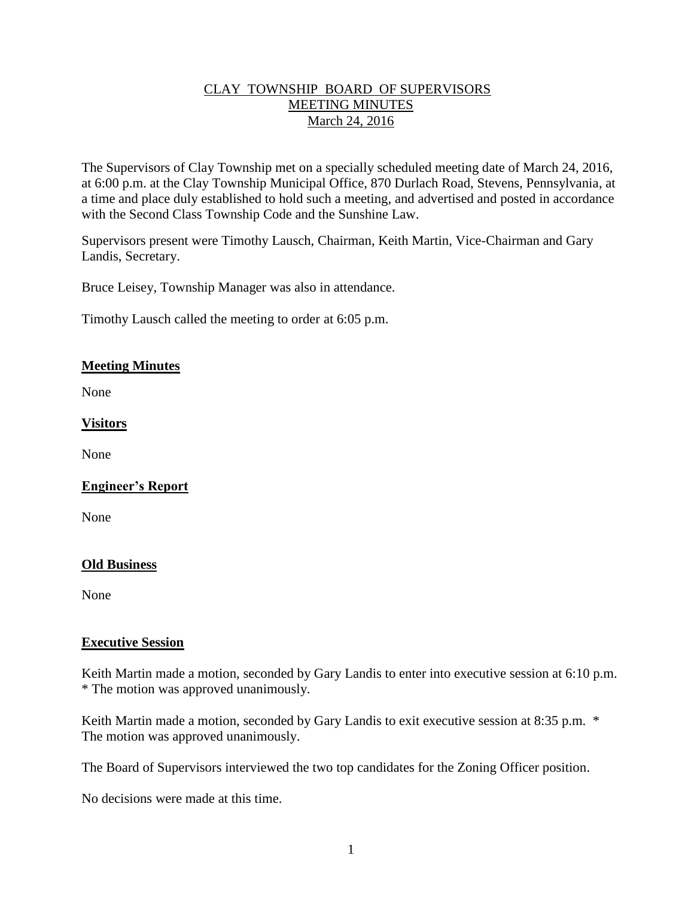# CLAY TOWNSHIP BOARD OF SUPERVISORS
# MEETING MINUTES
# March 24, 2016

The Supervisors of Clay Township met on a specially scheduled meeting date of March 24, 2016, at 6:00 p.m. at the Clay Township Municipal Office, 870 Durlach Road, Stevens, Pennsylvania, at a time and place duly established to hold such a meeting, and advertised and posted in accordance with the Second Class Township Code and the Sunshine Law.

Supervisors present were Timothy Lausch, Chairman, Keith Martin, Vice-Chairman and Gary Landis, Secretary.

Bruce Leisey, Township Manager was also in attendance.

Timothy Lausch called the meeting to order at 6:05 p.m.

## Meeting Minutes

None

## Visitors

None

## Engineer's Report

None

## Old Business

None

## Executive Session

Keith Martin made a motion, seconded by Gary Landis to enter into executive session at 6:10 p.m. * The motion was approved unanimously.

Keith Martin made a motion, seconded by Gary Landis to exit executive session at 8:35 p.m. * The motion was approved unanimously.

The Board of Supervisors interviewed the two top candidates for the Zoning Officer position.

No decisions were made at this time.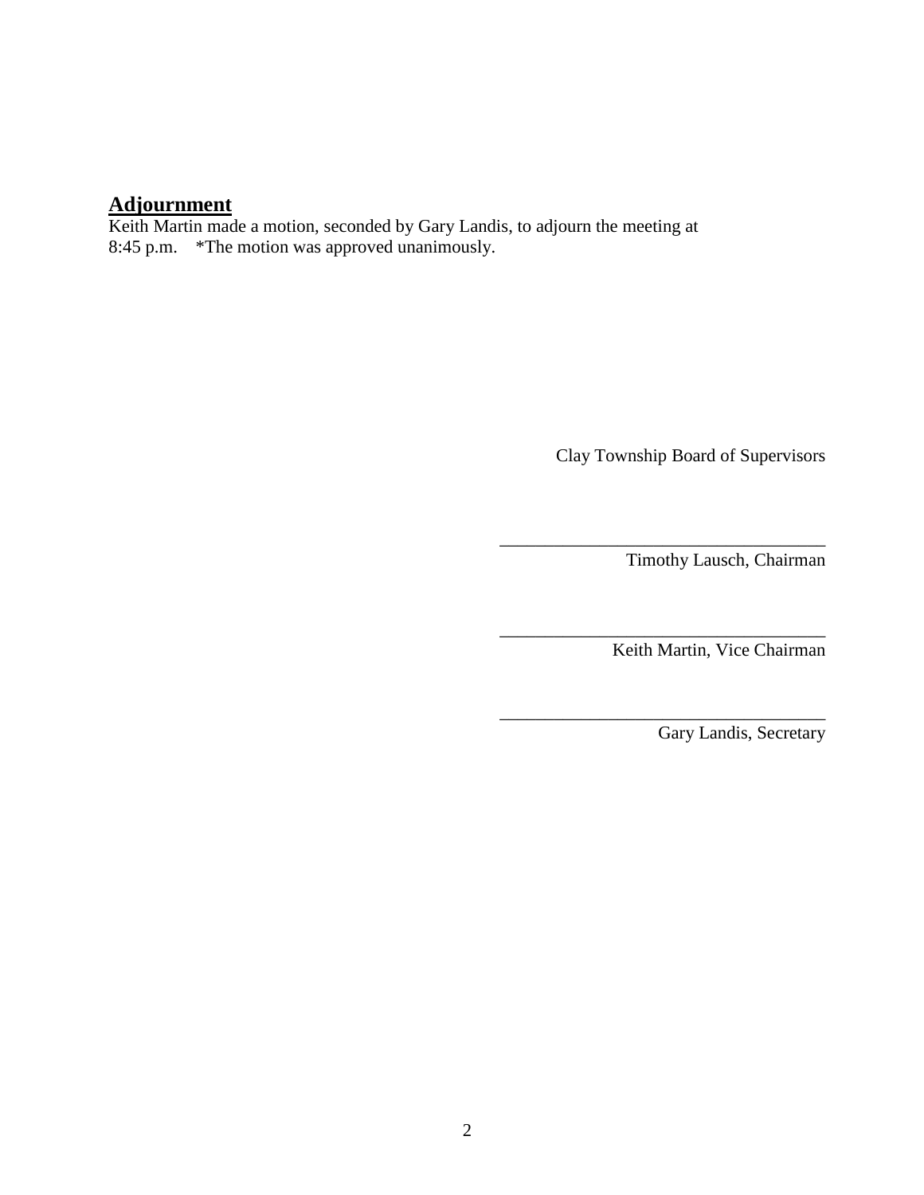## Adjournment

Keith Martin made a motion, seconded by Gary Landis, to adjourn the meeting at 8:45 p.m. *The motion was approved unanimously.

Clay Township Board of Supervisors

_____________________________________
Timothy Lausch, Chairman

_____________________________________
Keith Martin, Vice Chairman

_____________________________________
Gary Landis, Secretary